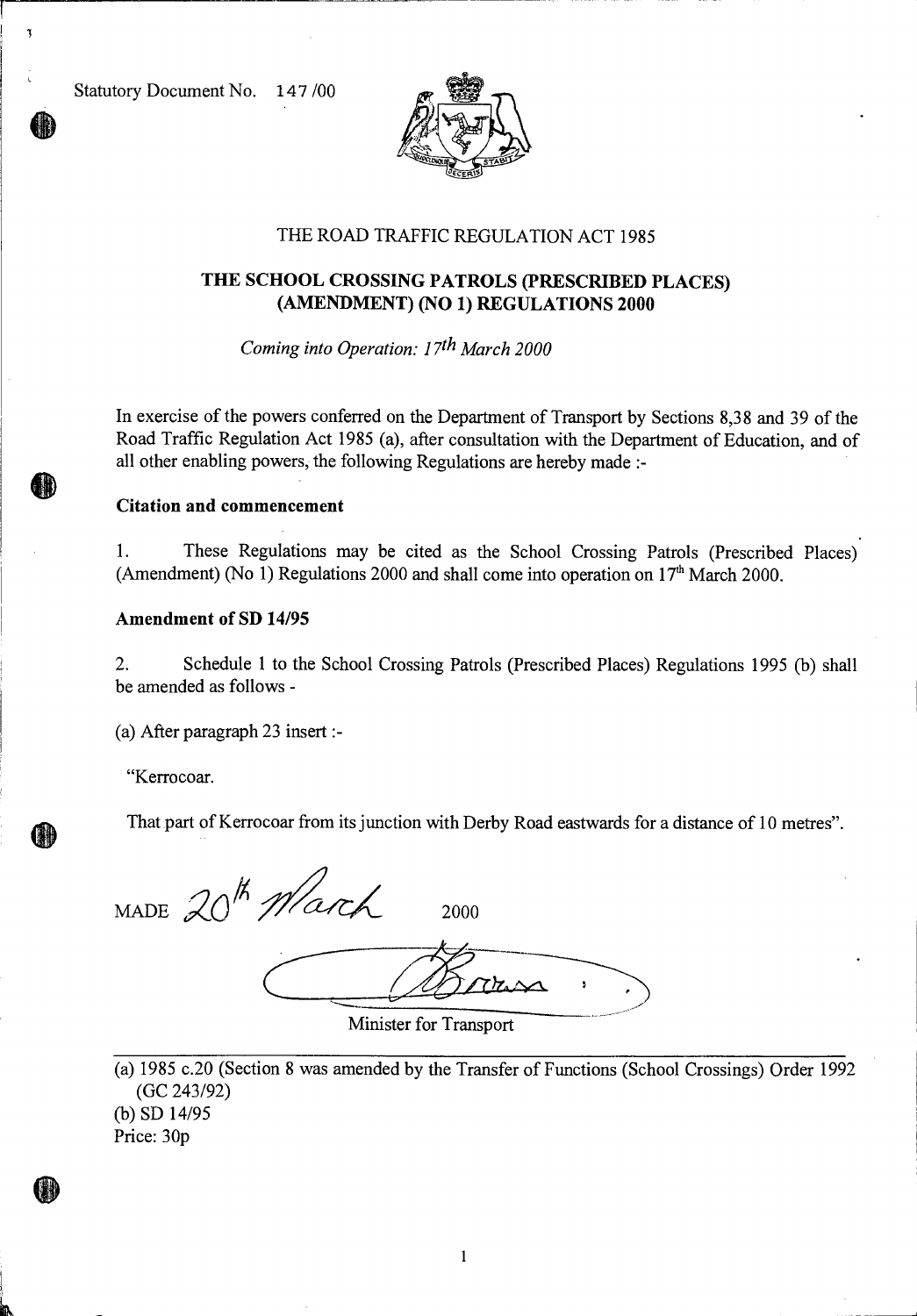Statutory Document No. 147 /00

THE ROAD TRAFFIC REGULATION ACT 1985

# THE SCHOOL CROSSING PATROLS (PRESCRIBED PLACES) (AMENDMENT) (NO 1) REGULATIONS 2000

*Coming into Operation: 17th March 2000*

In exercise of the powers conferred on the Department of Transport by Sections 8,38 and 39 of the Road Traffic Regulation Act 1985 (a), after consultation with the Department of Education, and of all other enabling powers, the following Regulations are hereby made :-

**Citation and commencement**

1. These Regulations may be cited as the School Crossing Patrols (Prescribed Places) (Amendment) (No 1) Regulations 2000 and shall come into operation on 17th March 2000.

**Amendment of SD 14/95**

2. Schedule 1 to the School Crossing Patrols (Prescribed Places) Regulations 1995 (b) shall be amended as follows -

(a) After paragraph 23 insert :-

"Kerrocoar.

That part of Kerrocoar from its junction with Derby Road eastwards for a distance of 10 metres".

MADE 20th March 2000

Minister for Transport

(a) 1985 c.20 (Section 8 was amended by the Transfer of Functions (School Crossings) Order 1992 (GC 243/92)

(b) SD 14/95

Price: 30p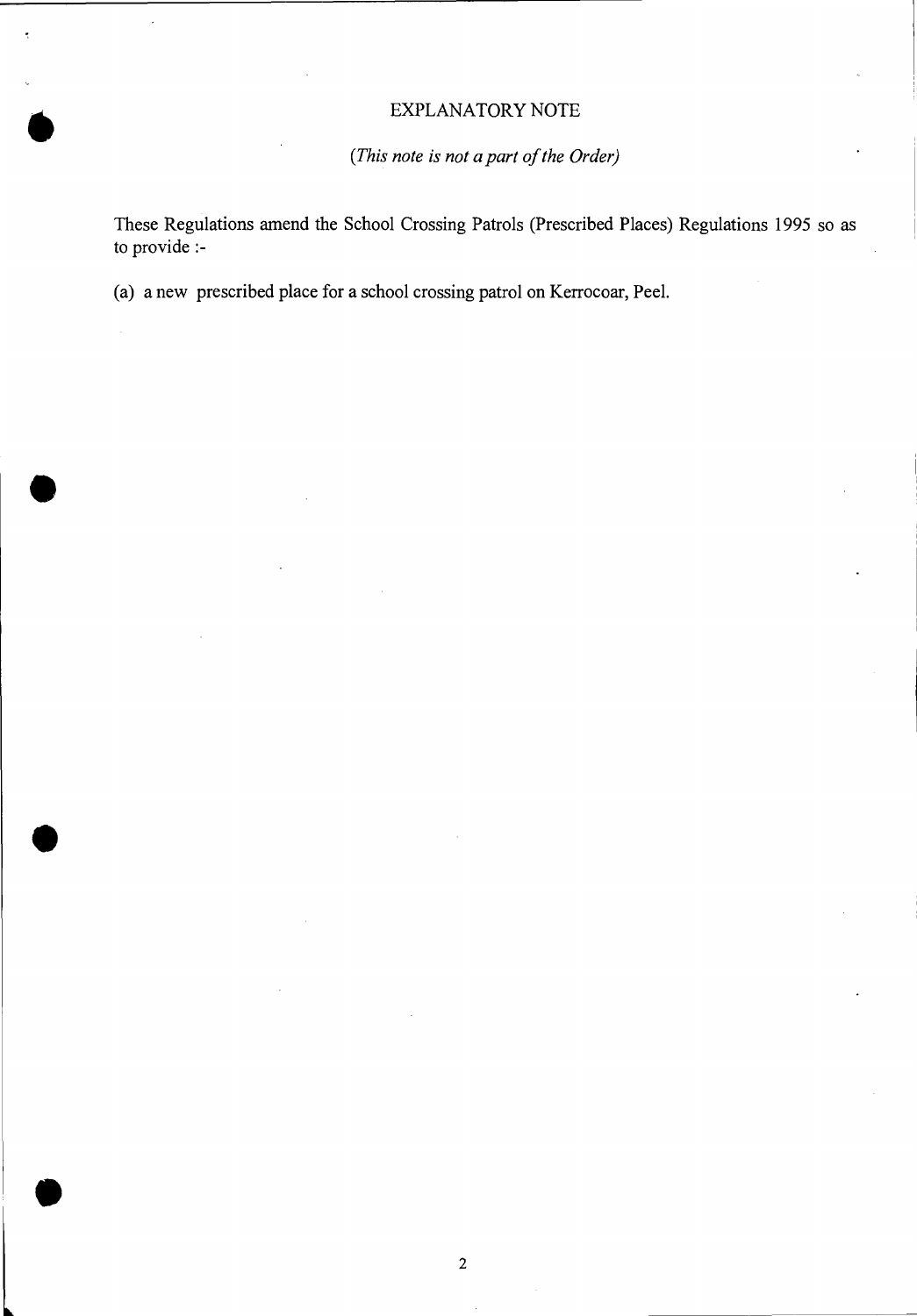# EXPLANATORY NOTE

*(This note is not a part of the Order)*

These Regulations amend the School Crossing Patrols (Prescribed Places) Regulations 1995 so as to provide :-

(a) a new prescribed place for a school crossing patrol on Kerrocoar, Peel.